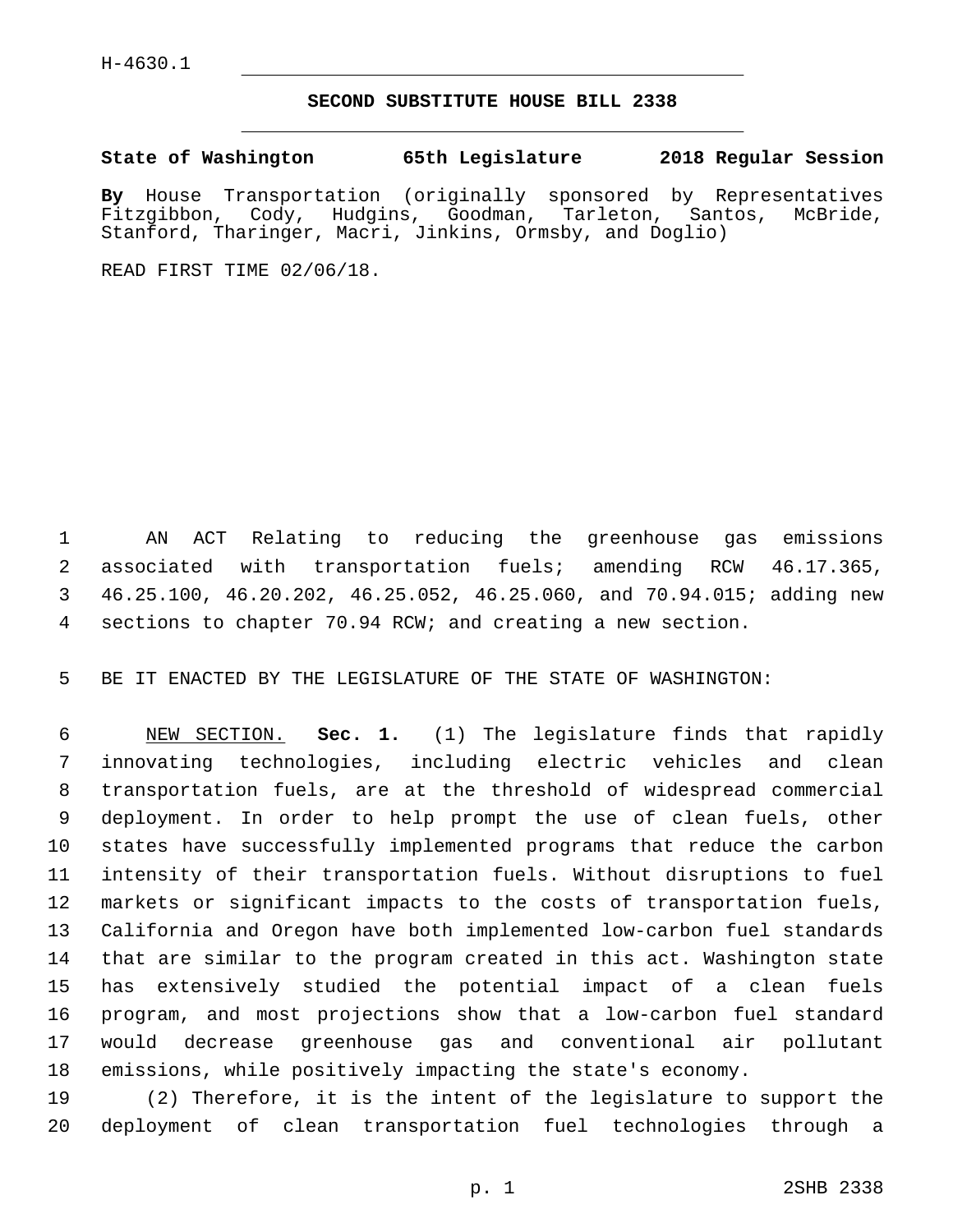H-4630.1

## SECOND SUBSTITUTE HOUSE BILL 2338

**State of Washington 65th Legislature 2018 Regular Session**

**By** House Transportation (originally sponsored by Representatives Fitzgibbon, Cody, Hudgins, Goodman, Tarleton, Santos, McBride, Stanford, Tharinger, Macri, Jinkins, Ormsby, and Doglio)

READ FIRST TIME 02/06/18.

AN ACT Relating to reducing the greenhouse gas emissions associated with transportation fuels; amending RCW 46.17.365, 46.25.100, 46.20.202, 46.25.052, 46.25.060, and 70.94.015; adding new sections to chapter 70.94 RCW; and creating a new section.

BE IT ENACTED BY THE LEGISLATURE OF THE STATE OF WASHINGTON:

NEW SECTION. **Sec. 1.** (1) The legislature finds that rapidly innovating technologies, including electric vehicles and clean transportation fuels, are at the threshold of widespread commercial deployment. In order to help prompt the use of clean fuels, other states have successfully implemented programs that reduce the carbon intensity of their transportation fuels. Without disruptions to fuel markets or significant impacts to the costs of transportation fuels, California and Oregon have both implemented low-carbon fuel standards that are similar to the program created in this act. Washington state has extensively studied the potential impact of a clean fuels program, and most projections show that a low-carbon fuel standard would decrease greenhouse gas and conventional air pollutant emissions, while positively impacting the state's economy.

(2) Therefore, it is the intent of the legislature to support the deployment of clean transportation fuel technologies through a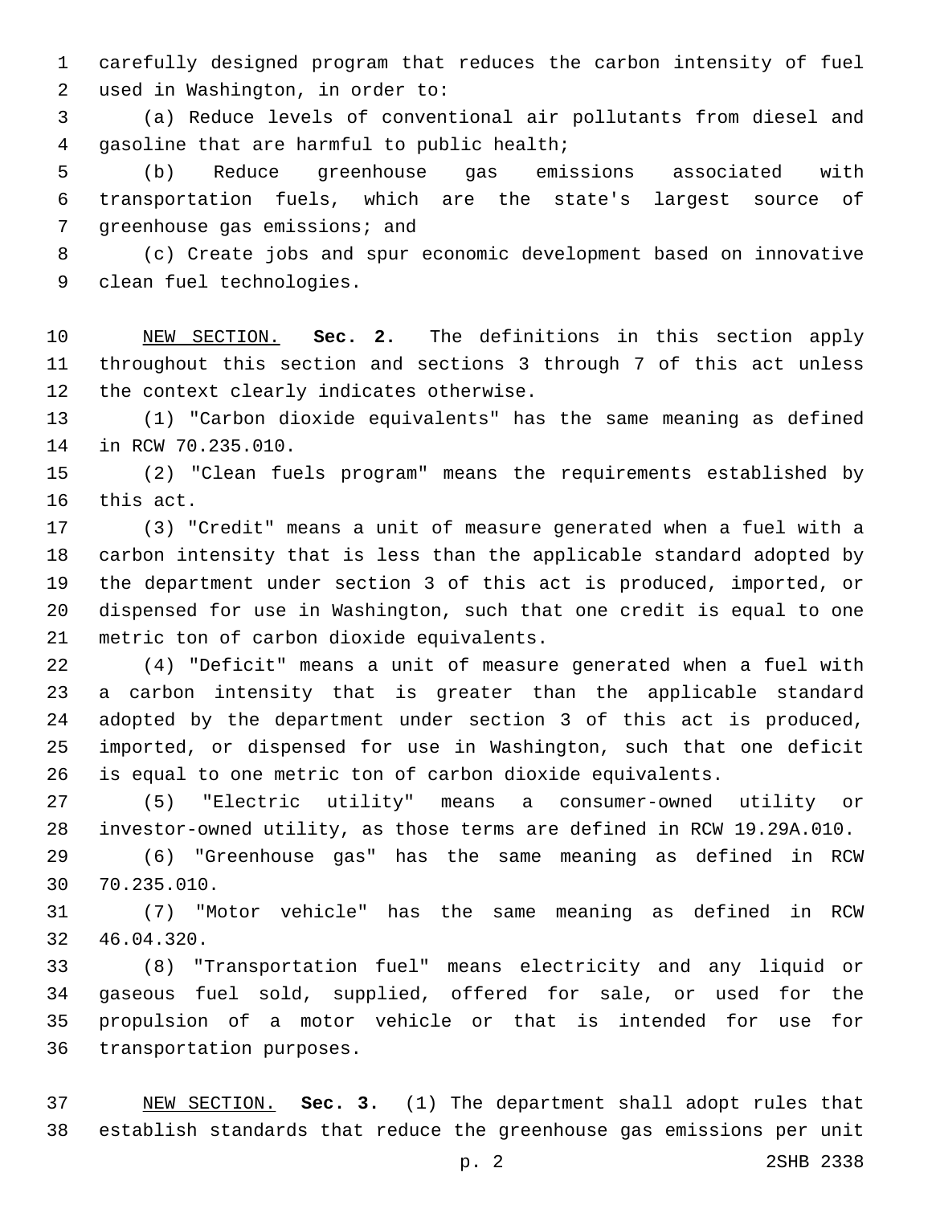carefully designed program that reduces the carbon intensity of fuel used in Washington, in order to:

(a) Reduce levels of conventional air pollutants from diesel and gasoline that are harmful to public health;

(b) Reduce greenhouse gas emissions associated with transportation fuels, which are the state's largest source of greenhouse gas emissions; and

(c) Create jobs and spur economic development based on innovative clean fuel technologies.

NEW SECTION. **Sec. 2.** The definitions in this section apply throughout this section and sections 3 through 7 of this act unless the context clearly indicates otherwise.

(1) "Carbon dioxide equivalents" has the same meaning as defined in RCW 70.235.010.

(2) "Clean fuels program" means the requirements established by this act.

(3) "Credit" means a unit of measure generated when a fuel with a carbon intensity that is less than the applicable standard adopted by the department under section 3 of this act is produced, imported, or dispensed for use in Washington, such that one credit is equal to one metric ton of carbon dioxide equivalents.

(4) "Deficit" means a unit of measure generated when a fuel with a carbon intensity that is greater than the applicable standard adopted by the department under section 3 of this act is produced, imported, or dispensed for use in Washington, such that one deficit is equal to one metric ton of carbon dioxide equivalents.

(5) "Electric utility" means a consumer-owned utility or investor-owned utility, as those terms are defined in RCW 19.29A.010.

(6) "Greenhouse gas" has the same meaning as defined in RCW 70.235.010.

(7) "Motor vehicle" has the same meaning as defined in RCW 46.04.320.

(8) "Transportation fuel" means electricity and any liquid or gaseous fuel sold, supplied, offered for sale, or used for the propulsion of a motor vehicle or that is intended for use for transportation purposes.

NEW SECTION. **Sec. 3.** (1) The department shall adopt rules that establish standards that reduce the greenhouse gas emissions per unit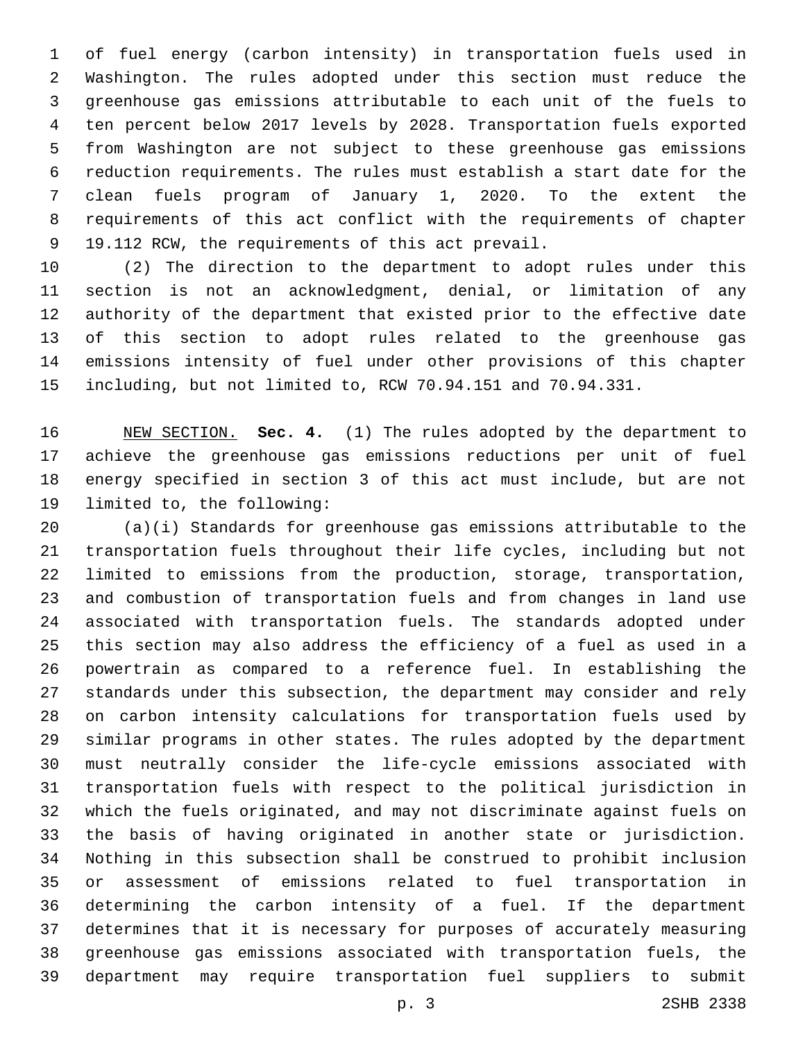of fuel energy (carbon intensity) in transportation fuels used in Washington. The rules adopted under this section must reduce the greenhouse gas emissions attributable to each unit of the fuels to ten percent below 2017 levels by 2028. Transportation fuels exported from Washington are not subject to these greenhouse gas emissions reduction requirements. The rules must establish a start date for the clean fuels program of January 1, 2020. To the extent the requirements of this act conflict with the requirements of chapter 19.112 RCW, the requirements of this act prevail.

(2) The direction to the department to adopt rules under this section is not an acknowledgment, denial, or limitation of any authority of the department that existed prior to the effective date of this section to adopt rules related to the greenhouse gas emissions intensity of fuel under other provisions of this chapter including, but not limited to, RCW 70.94.151 and 70.94.331.

NEW SECTION. **Sec. 4.** (1) The rules adopted by the department to achieve the greenhouse gas emissions reductions per unit of fuel energy specified in section 3 of this act must include, but are not limited to, the following:

(a)(i) Standards for greenhouse gas emissions attributable to the transportation fuels throughout their life cycles, including but not limited to emissions from the production, storage, transportation, and combustion of transportation fuels and from changes in land use associated with transportation fuels. The standards adopted under this section may also address the efficiency of a fuel as used in a powertrain as compared to a reference fuel. In establishing the standards under this subsection, the department may consider and rely on carbon intensity calculations for transportation fuels used by similar programs in other states. The rules adopted by the department must neutrally consider the life-cycle emissions associated with transportation fuels with respect to the political jurisdiction in which the fuels originated, and may not discriminate against fuels on the basis of having originated in another state or jurisdiction. Nothing in this subsection shall be construed to prohibit inclusion or assessment of emissions related to fuel transportation in determining the carbon intensity of a fuel. If the department determines that it is necessary for purposes of accurately measuring greenhouse gas emissions associated with transportation fuels, the department may require transportation fuel suppliers to submit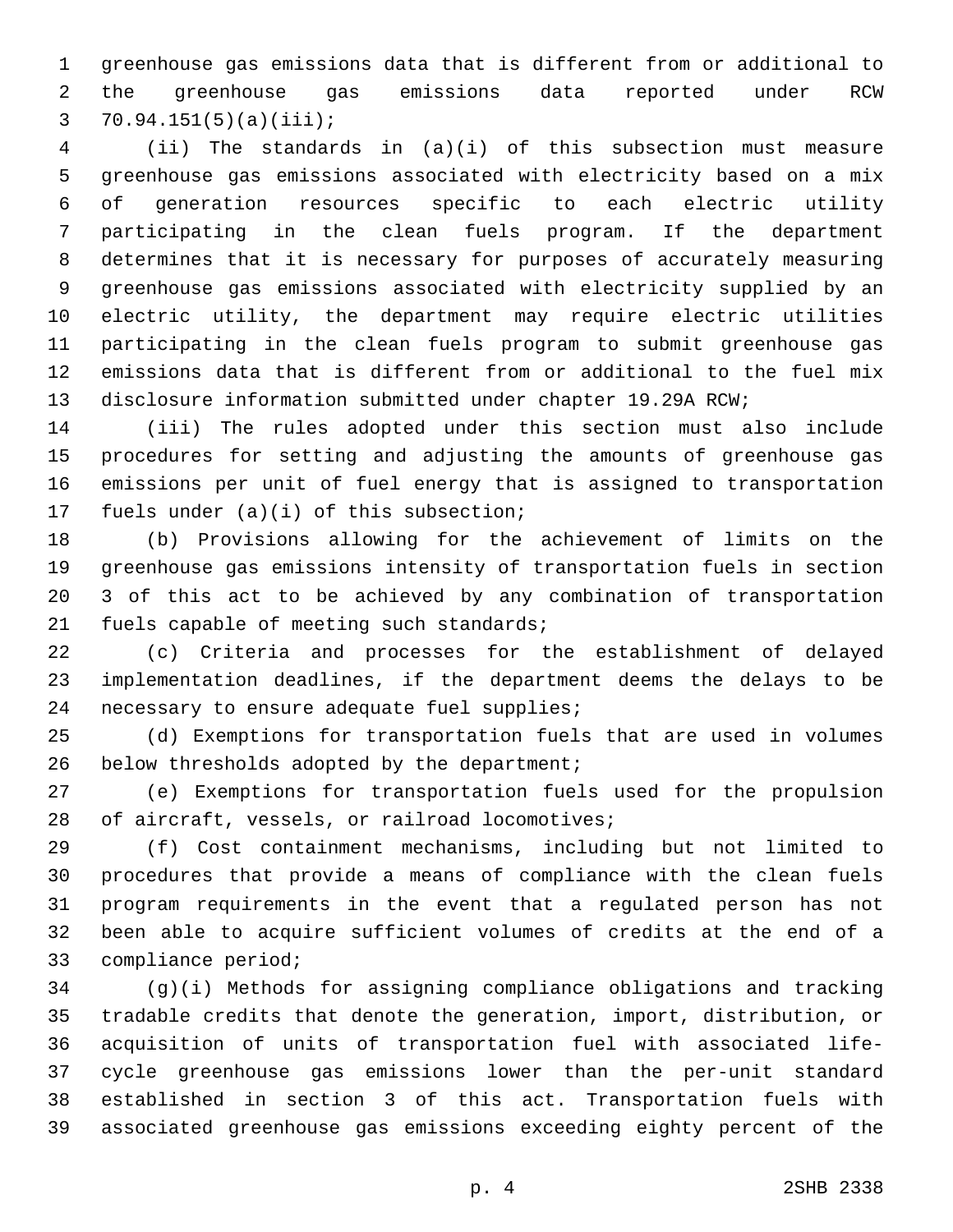greenhouse gas emissions data that is different from or additional to the greenhouse gas emissions data reported under RCW 70.94.151(5)(a)(iii);

(ii) The standards in (a)(i) of this subsection must measure greenhouse gas emissions associated with electricity based on a mix of generation resources specific to each electric utility participating in the clean fuels program. If the department determines that it is necessary for purposes of accurately measuring greenhouse gas emissions associated with electricity supplied by an electric utility, the department may require electric utilities participating in the clean fuels program to submit greenhouse gas emissions data that is different from or additional to the fuel mix disclosure information submitted under chapter 19.29A RCW;

(iii) The rules adopted under this section must also include procedures for setting and adjusting the amounts of greenhouse gas emissions per unit of fuel energy that is assigned to transportation fuels under (a)(i) of this subsection;

(b) Provisions allowing for the achievement of limits on the greenhouse gas emissions intensity of transportation fuels in section 3 of this act to be achieved by any combination of transportation fuels capable of meeting such standards;

(c) Criteria and processes for the establishment of delayed implementation deadlines, if the department deems the delays to be necessary to ensure adequate fuel supplies;

(d) Exemptions for transportation fuels that are used in volumes below thresholds adopted by the department;

(e) Exemptions for transportation fuels used for the propulsion of aircraft, vessels, or railroad locomotives;

(f) Cost containment mechanisms, including but not limited to procedures that provide a means of compliance with the clean fuels program requirements in the event that a regulated person has not been able to acquire sufficient volumes of credits at the end of a compliance period;

(g)(i) Methods for assigning compliance obligations and tracking tradable credits that denote the generation, import, distribution, or acquisition of units of transportation fuel with associated life-cycle greenhouse gas emissions lower than the per-unit standard established in section 3 of this act. Transportation fuels with associated greenhouse gas emissions exceeding eighty percent of the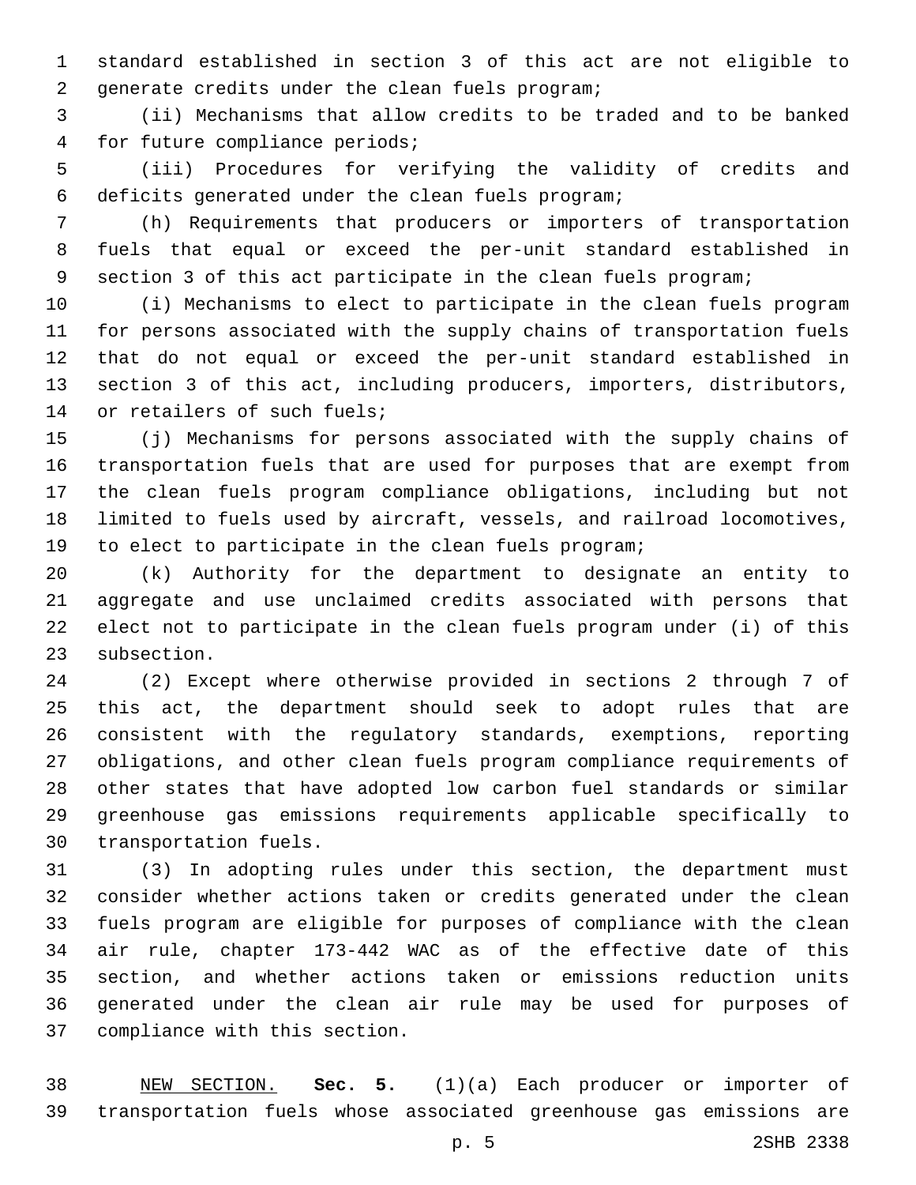standard established in section 3 of this act are not eligible to generate credits under the clean fuels program;

(ii) Mechanisms that allow credits to be traded and to be banked for future compliance periods;

(iii) Procedures for verifying the validity of credits and deficits generated under the clean fuels program;

(h) Requirements that producers or importers of transportation fuels that equal or exceed the per-unit standard established in section 3 of this act participate in the clean fuels program;

(i) Mechanisms to elect to participate in the clean fuels program for persons associated with the supply chains of transportation fuels that do not equal or exceed the per-unit standard established in section 3 of this act, including producers, importers, distributors, or retailers of such fuels;

(j) Mechanisms for persons associated with the supply chains of transportation fuels that are used for purposes that are exempt from the clean fuels program compliance obligations, including but not limited to fuels used by aircraft, vessels, and railroad locomotives, to elect to participate in the clean fuels program;

(k) Authority for the department to designate an entity to aggregate and use unclaimed credits associated with persons that elect not to participate in the clean fuels program under (i) of this subsection.

(2) Except where otherwise provided in sections 2 through 7 of this act, the department should seek to adopt rules that are consistent with the regulatory standards, exemptions, reporting obligations, and other clean fuels program compliance requirements of other states that have adopted low carbon fuel standards or similar greenhouse gas emissions requirements applicable specifically to transportation fuels.

(3) In adopting rules under this section, the department must consider whether actions taken or credits generated under the clean fuels program are eligible for purposes of compliance with the clean air rule, chapter 173-442 WAC as of the effective date of this section, and whether actions taken or emissions reduction units generated under the clean air rule may be used for purposes of compliance with this section.

NEW SECTION. **Sec. 5.** (1)(a) Each producer or importer of transportation fuels whose associated greenhouse gas emissions are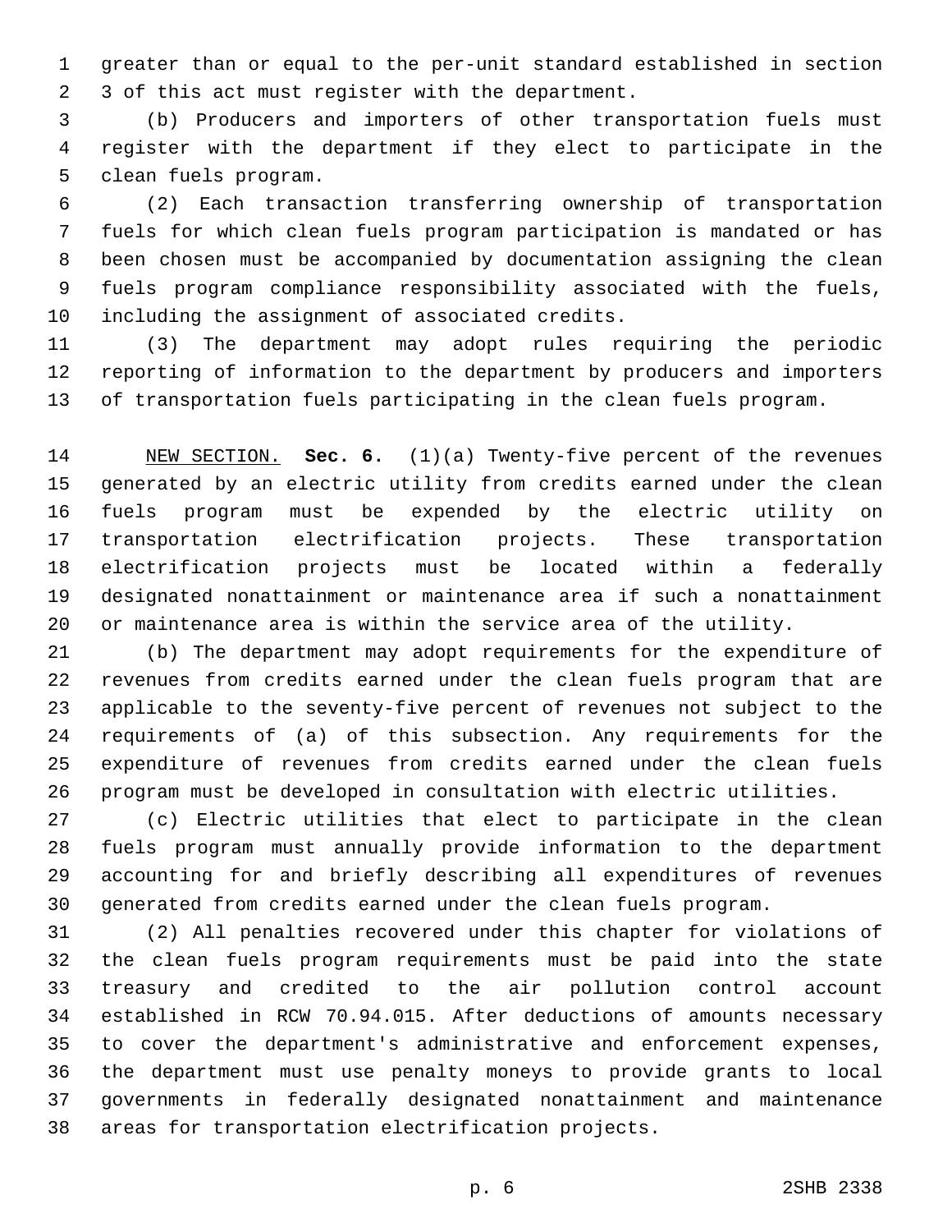greater than or equal to the per-unit standard established in section 3 of this act must register with the department.

(b) Producers and importers of other transportation fuels must register with the department if they elect to participate in the clean fuels program.

(2) Each transaction transferring ownership of transportation fuels for which clean fuels program participation is mandated or has been chosen must be accompanied by documentation assigning the clean fuels program compliance responsibility associated with the fuels, including the assignment of associated credits.

(3) The department may adopt rules requiring the periodic reporting of information to the department by producers and importers of transportation fuels participating in the clean fuels program.

NEW SECTION. **Sec. 6.** (1)(a) Twenty-five percent of the revenues generated by an electric utility from credits earned under the clean fuels program must be expended by the electric utility on transportation electrification projects. These transportation electrification projects must be located within a federally designated nonattainment or maintenance area if such a nonattainment or maintenance area is within the service area of the utility.

(b) The department may adopt requirements for the expenditure of revenues from credits earned under the clean fuels program that are applicable to the seventy-five percent of revenues not subject to the requirements of (a) of this subsection. Any requirements for the expenditure of revenues from credits earned under the clean fuels program must be developed in consultation with electric utilities.

(c) Electric utilities that elect to participate in the clean fuels program must annually provide information to the department accounting for and briefly describing all expenditures of revenues generated from credits earned under the clean fuels program.

(2) All penalties recovered under this chapter for violations of the clean fuels program requirements must be paid into the state treasury and credited to the air pollution control account established in RCW 70.94.015. After deductions of amounts necessary to cover the department's administrative and enforcement expenses, the department must use penalty moneys to provide grants to local governments in federally designated nonattainment and maintenance areas for transportation electrification projects.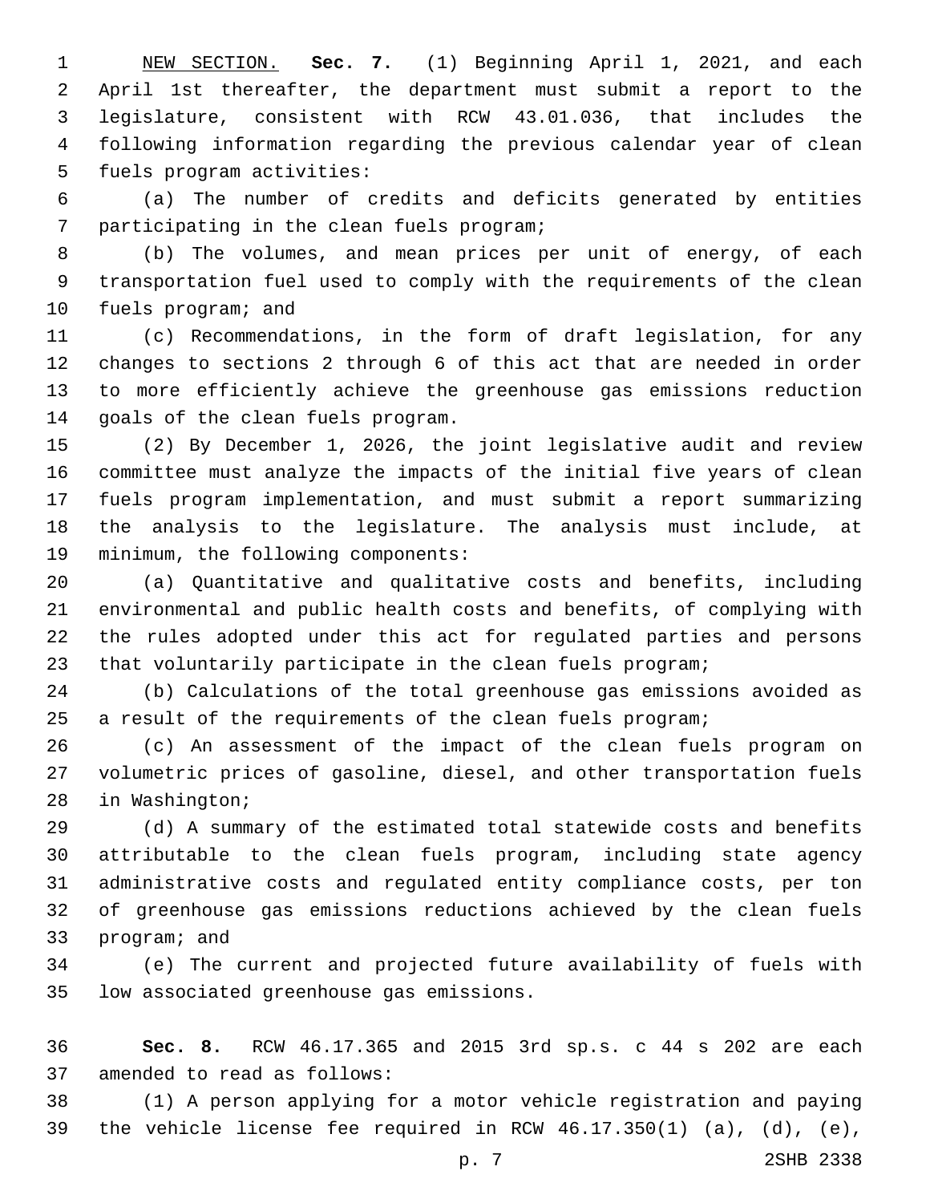NEW SECTION. **Sec. 7.** (1) Beginning April 1, 2021, and each April 1st thereafter, the department must submit a report to the legislature, consistent with RCW 43.01.036, that includes the following information regarding the previous calendar year of clean fuels program activities:

(a) The number of credits and deficits generated by entities participating in the clean fuels program;

(b) The volumes, and mean prices per unit of energy, of each transportation fuel used to comply with the requirements of the clean fuels program; and

(c) Recommendations, in the form of draft legislation, for any changes to sections 2 through 6 of this act that are needed in order to more efficiently achieve the greenhouse gas emissions reduction goals of the clean fuels program.

(2) By December 1, 2026, the joint legislative audit and review committee must analyze the impacts of the initial five years of clean fuels program implementation, and must submit a report summarizing the analysis to the legislature. The analysis must include, at minimum, the following components:

(a) Quantitative and qualitative costs and benefits, including environmental and public health costs and benefits, of complying with the rules adopted under this act for regulated parties and persons that voluntarily participate in the clean fuels program;

(b) Calculations of the total greenhouse gas emissions avoided as a result of the requirements of the clean fuels program;

(c) An assessment of the impact of the clean fuels program on volumetric prices of gasoline, diesel, and other transportation fuels in Washington;

(d) A summary of the estimated total statewide costs and benefits attributable to the clean fuels program, including state agency administrative costs and regulated entity compliance costs, per ton of greenhouse gas emissions reductions achieved by the clean fuels program; and

(e) The current and projected future availability of fuels with low associated greenhouse gas emissions.

**Sec. 8.** RCW 46.17.365 and 2015 3rd sp.s. c 44 s 202 are each amended to read as follows:

(1) A person applying for a motor vehicle registration and paying the vehicle license fee required in RCW 46.17.350(1) (a), (d), (e),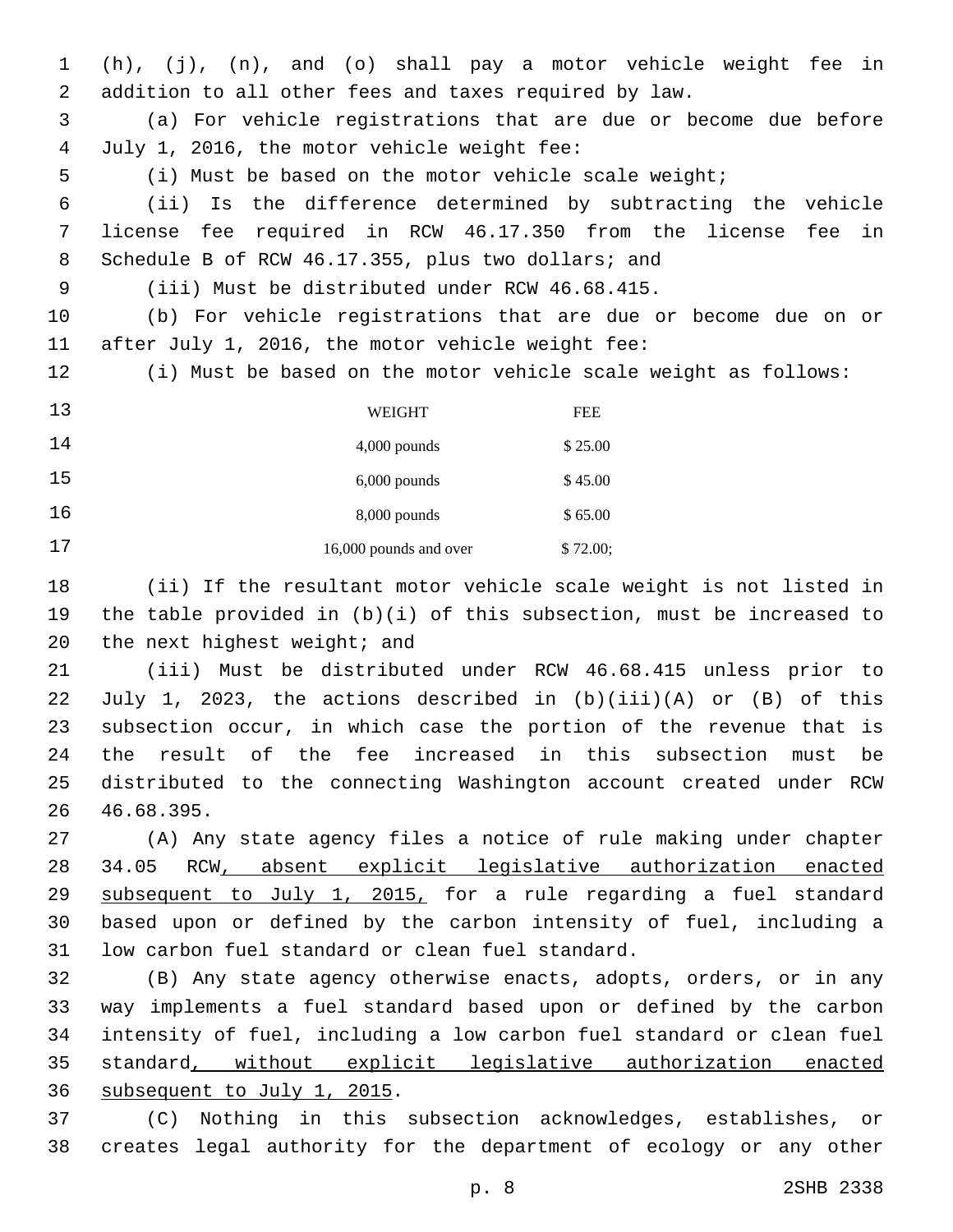(h), (j), (n), and (o) shall pay a motor vehicle weight fee in addition to all other fees and taxes required by law.

(a) For vehicle registrations that are due or become due before July 1, 2016, the motor vehicle weight fee:

(i) Must be based on the motor vehicle scale weight;

(ii) Is the difference determined by subtracting the vehicle license fee required in RCW 46.17.350 from the license fee in Schedule B of RCW 46.17.355, plus two dollars; and

(iii) Must be distributed under RCW 46.68.415.

(b) For vehicle registrations that are due or become due on or after July 1, 2016, the motor vehicle weight fee:

(i) Must be based on the motor vehicle scale weight as follows:

| WEIGHT | FEE |
|---|---|
| 4,000 pounds | $ 25.00 |
| 6,000 pounds | $ 45.00 |
| 8,000 pounds | $ 65.00 |
| 16,000 pounds and over | $ 72.00; |

(ii) If the resultant motor vehicle scale weight is not listed in the table provided in (b)(i) of this subsection, must be increased to the next highest weight; and

(iii) Must be distributed under RCW 46.68.415 unless prior to July 1, 2023, the actions described in (b)(iii)(A) or (B) of this subsection occur, in which case the portion of the revenue that is the result of the fee increased in this subsection must be distributed to the connecting Washington account created under RCW 46.68.395.

(A) Any state agency files a notice of rule making under chapter 34.05 RCW, absent explicit legislative authorization enacted subsequent to July 1, 2015, for a rule regarding a fuel standard based upon or defined by the carbon intensity of fuel, including a low carbon fuel standard or clean fuel standard.

(B) Any state agency otherwise enacts, adopts, orders, or in any way implements a fuel standard based upon or defined by the carbon intensity of fuel, including a low carbon fuel standard or clean fuel standard, without explicit legislative authorization enacted subsequent to July 1, 2015.

(C) Nothing in this subsection acknowledges, establishes, or creates legal authority for the department of ecology or any other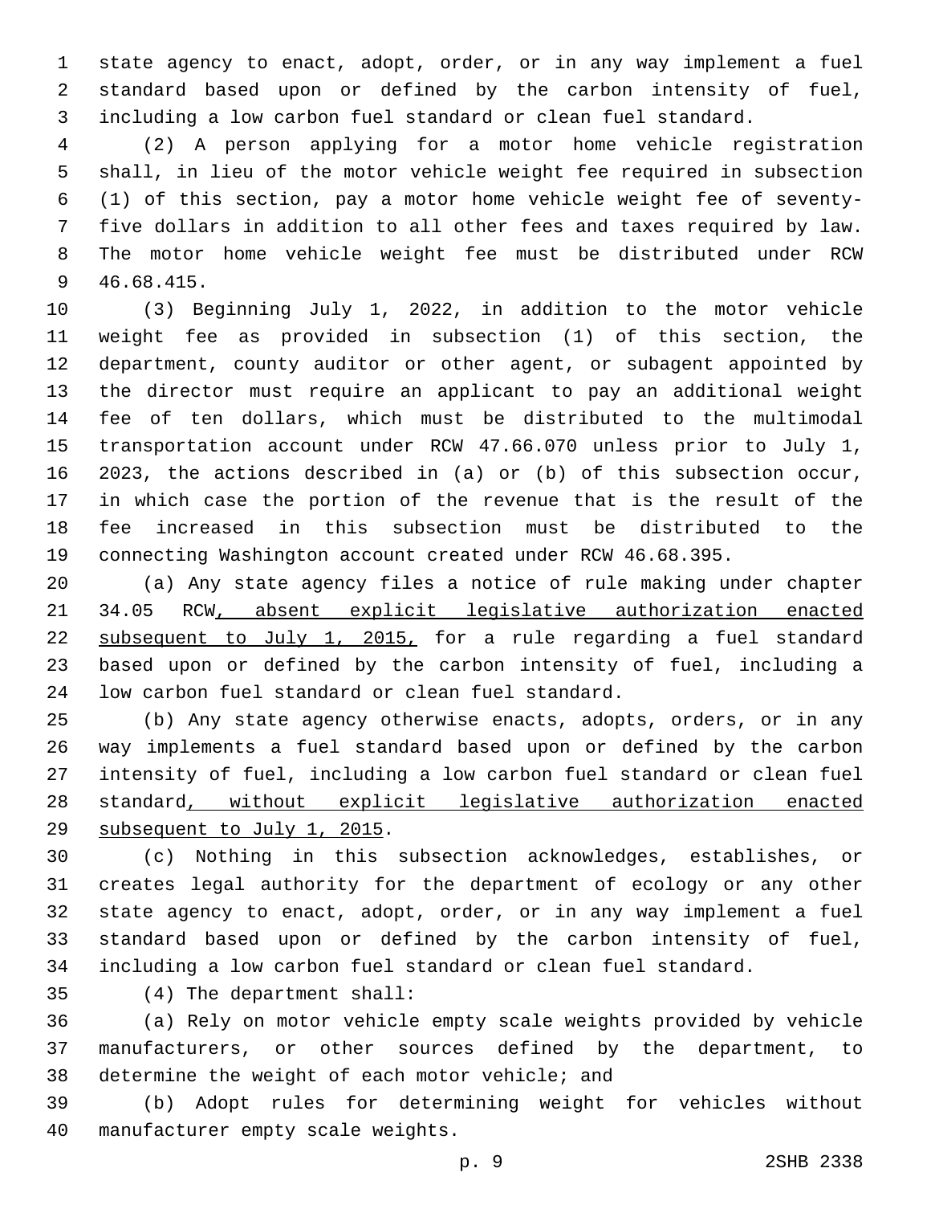state agency to enact, adopt, order, or in any way implement a fuel standard based upon or defined by the carbon intensity of fuel, including a low carbon fuel standard or clean fuel standard.

(2) A person applying for a motor home vehicle registration shall, in lieu of the motor vehicle weight fee required in subsection (1) of this section, pay a motor home vehicle weight fee of seventy-five dollars in addition to all other fees and taxes required by law. The motor home vehicle weight fee must be distributed under RCW 46.68.415.

(3) Beginning July 1, 2022, in addition to the motor vehicle weight fee as provided in subsection (1) of this section, the department, county auditor or other agent, or subagent appointed by the director must require an applicant to pay an additional weight fee of ten dollars, which must be distributed to the multimodal transportation account under RCW 47.66.070 unless prior to July 1, 2023, the actions described in (a) or (b) of this subsection occur, in which case the portion of the revenue that is the result of the fee increased in this subsection must be distributed to the connecting Washington account created under RCW 46.68.395.

(a) Any state agency files a notice of rule making under chapter 34.05 RCW<u>, absent explicit legislative authorization enacted subsequent to July 1, 2015,</u> for a rule regarding a fuel standard based upon or defined by the carbon intensity of fuel, including a low carbon fuel standard or clean fuel standard.

(b) Any state agency otherwise enacts, adopts, orders, or in any way implements a fuel standard based upon or defined by the carbon intensity of fuel, including a low carbon fuel standard or clean fuel standard<u>, without explicit legislative authorization enacted subsequent to July 1, 2015</u>.

(c) Nothing in this subsection acknowledges, establishes, or creates legal authority for the department of ecology or any other state agency to enact, adopt, order, or in any way implement a fuel standard based upon or defined by the carbon intensity of fuel, including a low carbon fuel standard or clean fuel standard.

(4) The department shall:

(a) Rely on motor vehicle empty scale weights provided by vehicle manufacturers, or other sources defined by the department, to determine the weight of each motor vehicle; and

(b) Adopt rules for determining weight for vehicles without manufacturer empty scale weights.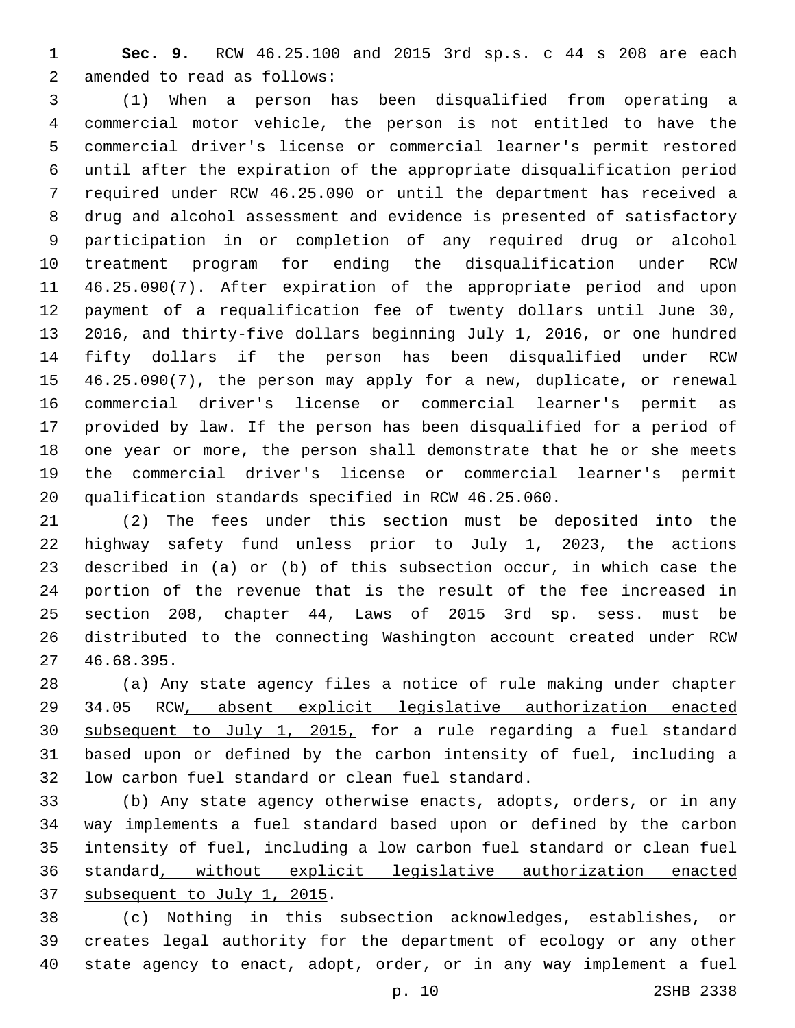**Sec. 9.** RCW 46.25.100 and 2015 3rd sp.s. c 44 s 208 are each amended to read as follows:

(1) When a person has been disqualified from operating a commercial motor vehicle, the person is not entitled to have the commercial driver's license or commercial learner's permit restored until after the expiration of the appropriate disqualification period required under RCW 46.25.090 or until the department has received a drug and alcohol assessment and evidence is presented of satisfactory participation in or completion of any required drug or alcohol treatment program for ending the disqualification under RCW 46.25.090(7). After expiration of the appropriate period and upon payment of a requalification fee of twenty dollars until June 30, 2016, and thirty-five dollars beginning July 1, 2016, or one hundred fifty dollars if the person has been disqualified under RCW 46.25.090(7), the person may apply for a new, duplicate, or renewal commercial driver's license or commercial learner's permit as provided by law. If the person has been disqualified for a period of one year or more, the person shall demonstrate that he or she meets the commercial driver's license or commercial learner's permit qualification standards specified in RCW 46.25.060.

(2) The fees under this section must be deposited into the highway safety fund unless prior to July 1, 2023, the actions described in (a) or (b) of this subsection occur, in which case the portion of the revenue that is the result of the fee increased in section 208, chapter 44, Laws of 2015 3rd sp. sess. must be distributed to the connecting Washington account created under RCW 46.68.395.

(a) Any state agency files a notice of rule making under chapter 34.05 RCW<u>, absent explicit legislative authorization enacted subsequent to July 1, 2015,</u> for a rule regarding a fuel standard based upon or defined by the carbon intensity of fuel, including a low carbon fuel standard or clean fuel standard.

(b) Any state agency otherwise enacts, adopts, orders, or in any way implements a fuel standard based upon or defined by the carbon intensity of fuel, including a low carbon fuel standard or clean fuel standard<u>, without explicit legislative authorization enacted subsequent to July 1, 2015</u>.

(c) Nothing in this subsection acknowledges, establishes, or creates legal authority for the department of ecology or any other state agency to enact, adopt, order, or in any way implement a fuel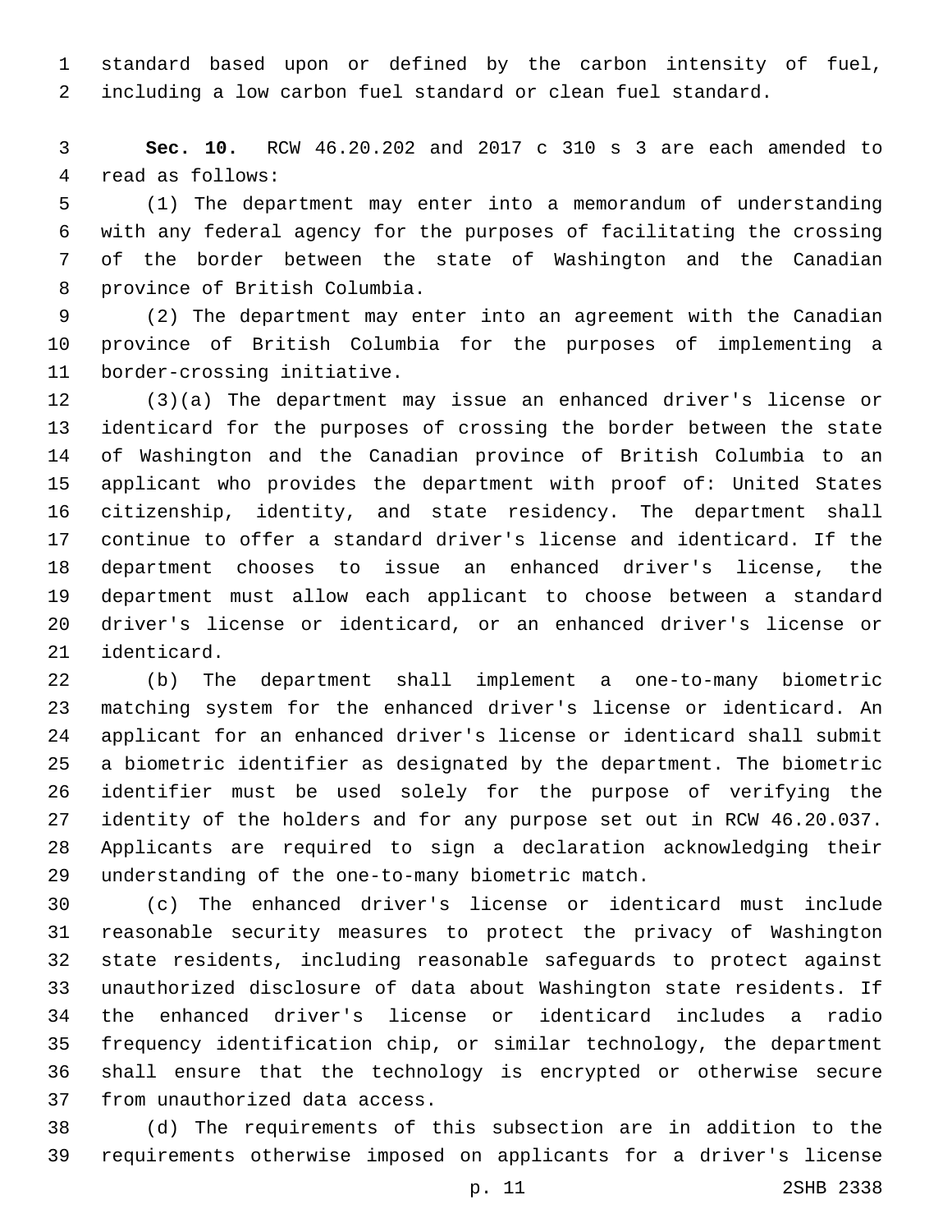standard based upon or defined by the carbon intensity of fuel, including a low carbon fuel standard or clean fuel standard.

**Sec. 10.** RCW 46.20.202 and 2017 c 310 s 3 are each amended to read as follows:

(1) The department may enter into a memorandum of understanding with any federal agency for the purposes of facilitating the crossing of the border between the state of Washington and the Canadian province of British Columbia.

(2) The department may enter into an agreement with the Canadian province of British Columbia for the purposes of implementing a border-crossing initiative.

(3)(a) The department may issue an enhanced driver's license or identicard for the purposes of crossing the border between the state of Washington and the Canadian province of British Columbia to an applicant who provides the department with proof of: United States citizenship, identity, and state residency. The department shall continue to offer a standard driver's license and identicard. If the department chooses to issue an enhanced driver's license, the department must allow each applicant to choose between a standard driver's license or identicard, or an enhanced driver's license or identicard.

(b) The department shall implement a one-to-many biometric matching system for the enhanced driver's license or identicard. An applicant for an enhanced driver's license or identicard shall submit a biometric identifier as designated by the department. The biometric identifier must be used solely for the purpose of verifying the identity of the holders and for any purpose set out in RCW 46.20.037. Applicants are required to sign a declaration acknowledging their understanding of the one-to-many biometric match.

(c) The enhanced driver's license or identicard must include reasonable security measures to protect the privacy of Washington state residents, including reasonable safeguards to protect against unauthorized disclosure of data about Washington state residents. If the enhanced driver's license or identicard includes a radio frequency identification chip, or similar technology, the department shall ensure that the technology is encrypted or otherwise secure from unauthorized data access.

(d) The requirements of this subsection are in addition to the requirements otherwise imposed on applicants for a driver's license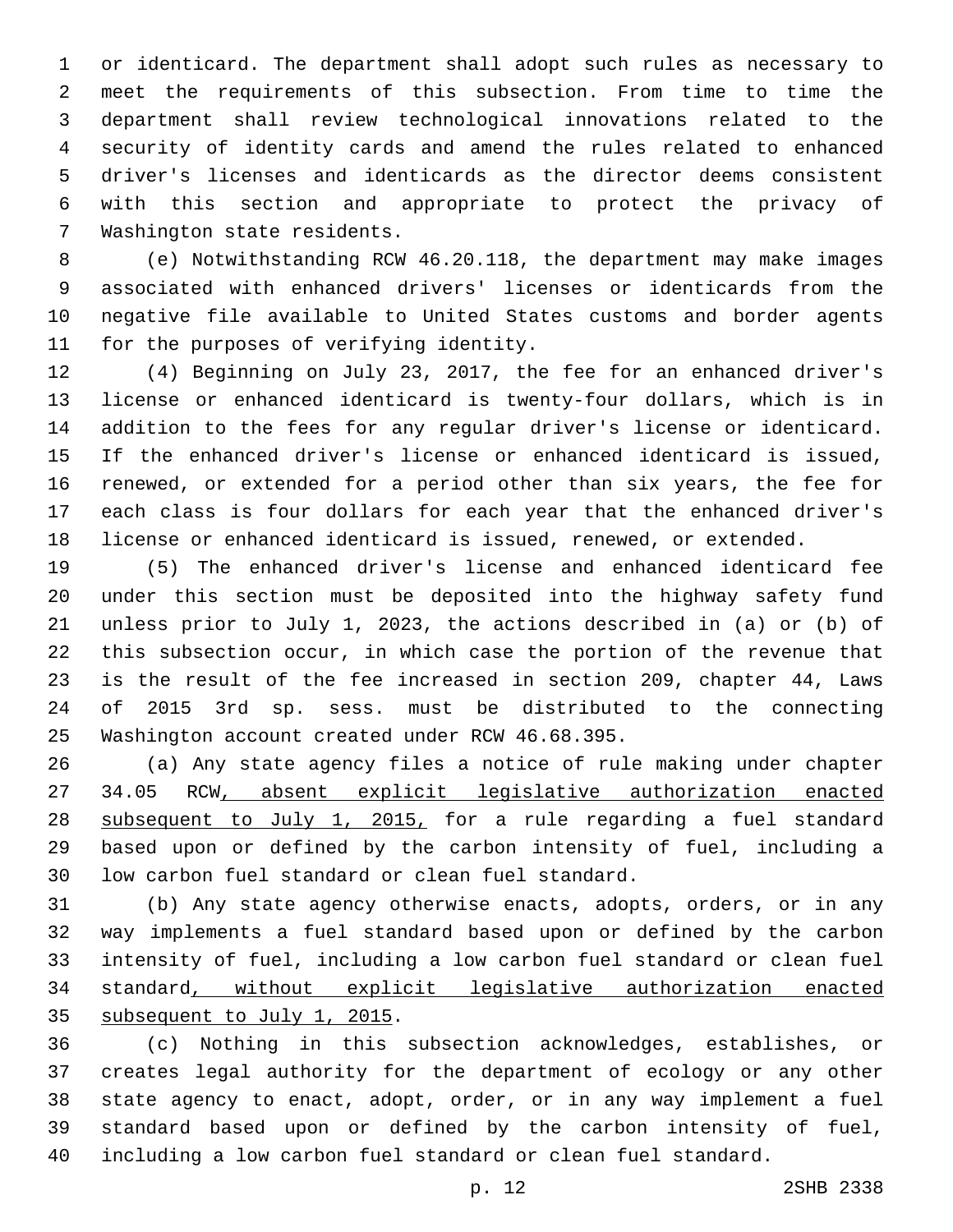or identicard. The department shall adopt such rules as necessary to meet the requirements of this subsection. From time to time the department shall review technological innovations related to the security of identity cards and amend the rules related to enhanced driver's licenses and identicards as the director deems consistent with this section and appropriate to protect the privacy of Washington state residents.

(e) Notwithstanding RCW 46.20.118, the department may make images associated with enhanced drivers' licenses or identicards from the negative file available to United States customs and border agents for the purposes of verifying identity.

(4) Beginning on July 23, 2017, the fee for an enhanced driver's license or enhanced identicard is twenty-four dollars, which is in addition to the fees for any regular driver's license or identicard. If the enhanced driver's license or enhanced identicard is issued, renewed, or extended for a period other than six years, the fee for each class is four dollars for each year that the enhanced driver's license or enhanced identicard is issued, renewed, or extended.

(5) The enhanced driver's license and enhanced identicard fee under this section must be deposited into the highway safety fund unless prior to July 1, 2023, the actions described in (a) or (b) of this subsection occur, in which case the portion of the revenue that is the result of the fee increased in section 209, chapter 44, Laws of 2015 3rd sp. sess. must be distributed to the connecting Washington account created under RCW 46.68.395.

(a) Any state agency files a notice of rule making under chapter 34.05 RCW<u>, absent explicit legislative authorization enacted subsequent to July 1, 2015,</u> for a rule regarding a fuel standard based upon or defined by the carbon intensity of fuel, including a low carbon fuel standard or clean fuel standard.

(b) Any state agency otherwise enacts, adopts, orders, or in any way implements a fuel standard based upon or defined by the carbon intensity of fuel, including a low carbon fuel standard or clean fuel standard<u>, without explicit legislative authorization enacted subsequent to July 1, 2015</u>.

(c) Nothing in this subsection acknowledges, establishes, or creates legal authority for the department of ecology or any other state agency to enact, adopt, order, or in any way implement a fuel standard based upon or defined by the carbon intensity of fuel, including a low carbon fuel standard or clean fuel standard.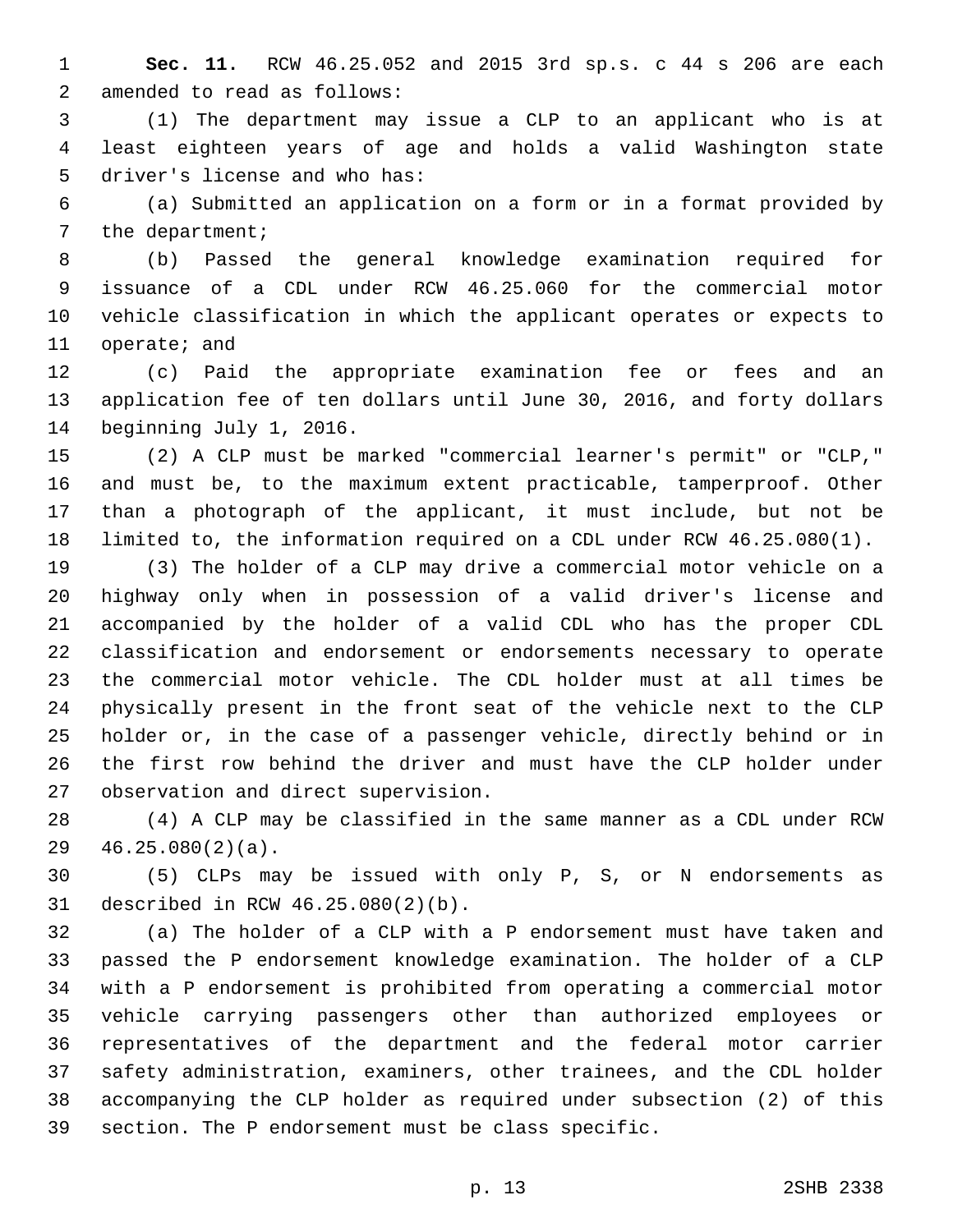**Sec. 11.** RCW 46.25.052 and 2015 3rd sp.s. c 44 s 206 are each amended to read as follows:

(1) The department may issue a CLP to an applicant who is at least eighteen years of age and holds a valid Washington state driver's license and who has:

(a) Submitted an application on a form or in a format provided by the department;

(b) Passed the general knowledge examination required for issuance of a CDL under RCW 46.25.060 for the commercial motor vehicle classification in which the applicant operates or expects to operate; and

(c) Paid the appropriate examination fee or fees and an application fee of ten dollars until June 30, 2016, and forty dollars beginning July 1, 2016.

(2) A CLP must be marked "commercial learner's permit" or "CLP," and must be, to the maximum extent practicable, tamperproof. Other than a photograph of the applicant, it must include, but not be limited to, the information required on a CDL under RCW 46.25.080(1).

(3) The holder of a CLP may drive a commercial motor vehicle on a highway only when in possession of a valid driver's license and accompanied by the holder of a valid CDL who has the proper CDL classification and endorsement or endorsements necessary to operate the commercial motor vehicle. The CDL holder must at all times be physically present in the front seat of the vehicle next to the CLP holder or, in the case of a passenger vehicle, directly behind or in the first row behind the driver and must have the CLP holder under observation and direct supervision.

(4) A CLP may be classified in the same manner as a CDL under RCW 46.25.080(2)(a).

(5) CLPs may be issued with only P, S, or N endorsements as described in RCW 46.25.080(2)(b).

(a) The holder of a CLP with a P endorsement must have taken and passed the P endorsement knowledge examination. The holder of a CLP with a P endorsement is prohibited from operating a commercial motor vehicle carrying passengers other than authorized employees or representatives of the department and the federal motor carrier safety administration, examiners, other trainees, and the CDL holder accompanying the CLP holder as required under subsection (2) of this section. The P endorsement must be class specific.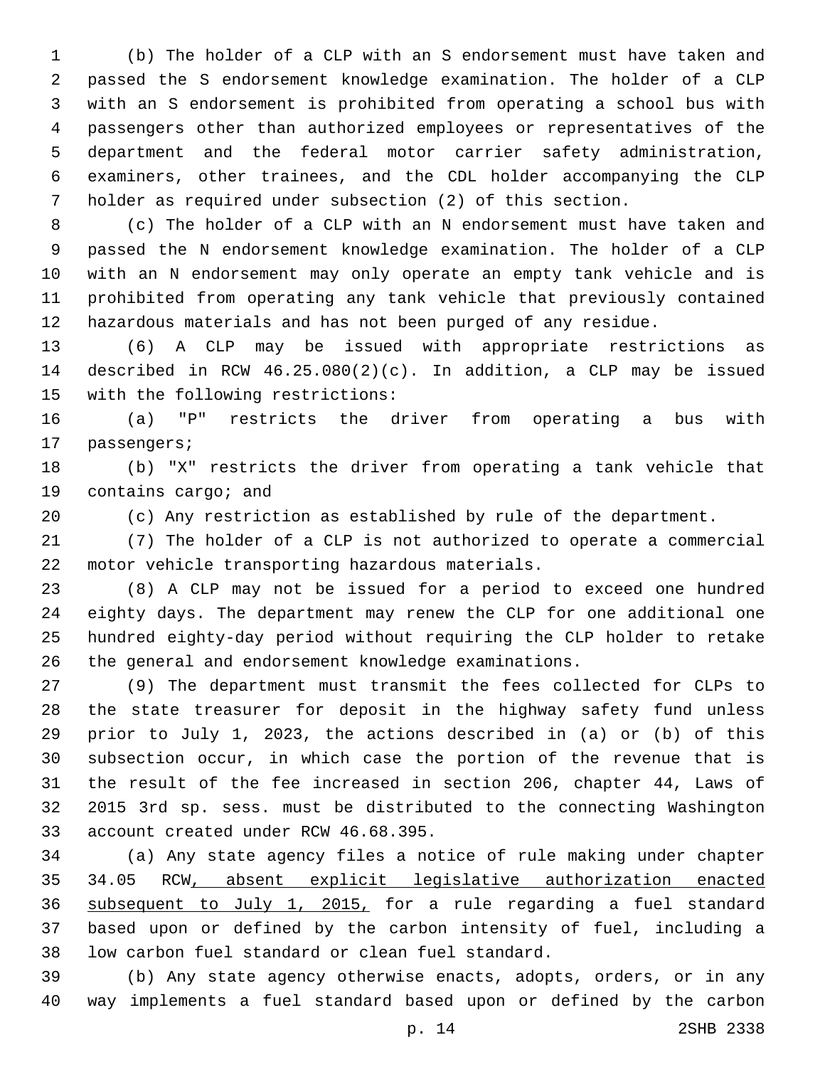(b) The holder of a CLP with an S endorsement must have taken and passed the S endorsement knowledge examination. The holder of a CLP with an S endorsement is prohibited from operating a school bus with passengers other than authorized employees or representatives of the department and the federal motor carrier safety administration, examiners, other trainees, and the CDL holder accompanying the CLP holder as required under subsection (2) of this section.

(c) The holder of a CLP with an N endorsement must have taken and passed the N endorsement knowledge examination. The holder of a CLP with an N endorsement may only operate an empty tank vehicle and is prohibited from operating any tank vehicle that previously contained hazardous materials and has not been purged of any residue.

(6) A CLP may be issued with appropriate restrictions as described in RCW 46.25.080(2)(c). In addition, a CLP may be issued with the following restrictions:

(a) "P" restricts the driver from operating a bus with passengers;

(b) "X" restricts the driver from operating a tank vehicle that contains cargo; and

(c) Any restriction as established by rule of the department.

(7) The holder of a CLP is not authorized to operate a commercial motor vehicle transporting hazardous materials.

(8) A CLP may not be issued for a period to exceed one hundred eighty days. The department may renew the CLP for one additional one hundred eighty-day period without requiring the CLP holder to retake the general and endorsement knowledge examinations.

(9) The department must transmit the fees collected for CLPs to the state treasurer for deposit in the highway safety fund unless prior to July 1, 2023, the actions described in (a) or (b) of this subsection occur, in which case the portion of the revenue that is the result of the fee increased in section 206, chapter 44, Laws of 2015 3rd sp. sess. must be distributed to the connecting Washington account created under RCW 46.68.395.

(a) Any state agency files a notice of rule making under chapter 34.05 RCW<u>, absent explicit legislative authorization enacted subsequent to July 1, 2015,</u> for a rule regarding a fuel standard based upon or defined by the carbon intensity of fuel, including a low carbon fuel standard or clean fuel standard.

(b) Any state agency otherwise enacts, adopts, orders, or in any way implements a fuel standard based upon or defined by the carbon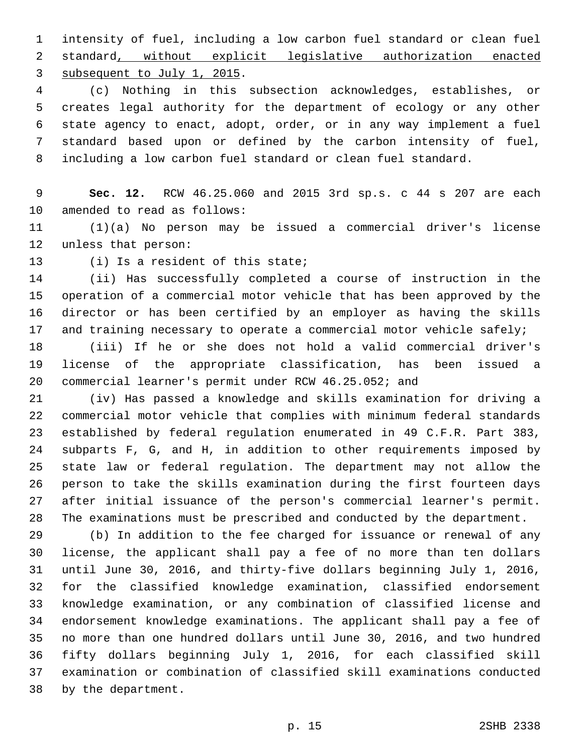intensity of fuel, including a low carbon fuel standard or clean fuel standard, without explicit legislative authorization enacted subsequent to July 1, 2015.

(c) Nothing in this subsection acknowledges, establishes, or creates legal authority for the department of ecology or any other state agency to enact, adopt, order, or in any way implement a fuel standard based upon or defined by the carbon intensity of fuel, including a low carbon fuel standard or clean fuel standard.

**Sec. 12.** RCW 46.25.060 and 2015 3rd sp.s. c 44 s 207 are each amended to read as follows:

(1)(a) No person may be issued a commercial driver's license unless that person:

(i) Is a resident of this state;

(ii) Has successfully completed a course of instruction in the operation of a commercial motor vehicle that has been approved by the director or has been certified by an employer as having the skills and training necessary to operate a commercial motor vehicle safely;

(iii) If he or she does not hold a valid commercial driver's license of the appropriate classification, has been issued a commercial learner's permit under RCW 46.25.052; and

(iv) Has passed a knowledge and skills examination for driving a commercial motor vehicle that complies with minimum federal standards established by federal regulation enumerated in 49 C.F.R. Part 383, subparts F, G, and H, in addition to other requirements imposed by state law or federal regulation. The department may not allow the person to take the skills examination during the first fourteen days after initial issuance of the person's commercial learner's permit. The examinations must be prescribed and conducted by the department.

(b) In addition to the fee charged for issuance or renewal of any license, the applicant shall pay a fee of no more than ten dollars until June 30, 2016, and thirty-five dollars beginning July 1, 2016, for the classified knowledge examination, classified endorsement knowledge examination, or any combination of classified license and endorsement knowledge examinations. The applicant shall pay a fee of no more than one hundred dollars until June 30, 2016, and two hundred fifty dollars beginning July 1, 2016, for each classified skill examination or combination of classified skill examinations conducted by the department.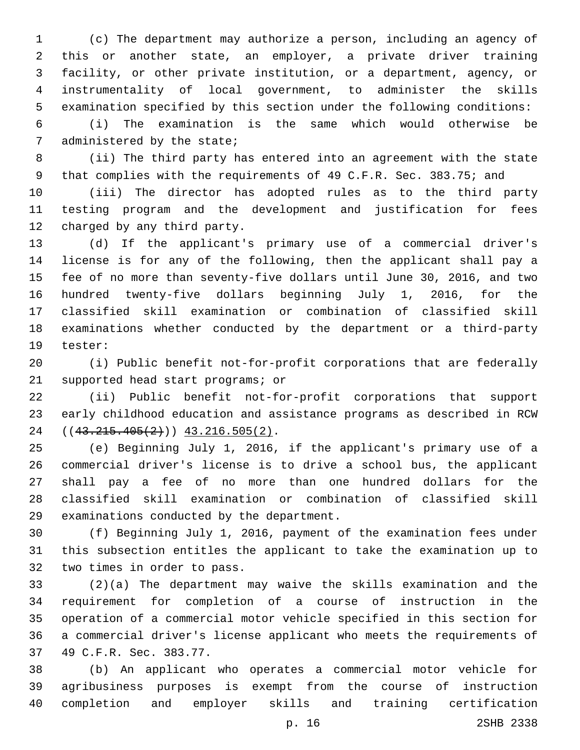(c) The department may authorize a person, including an agency of this or another state, an employer, a private driver training facility, or other private institution, or a department, agency, or instrumentality of local government, to administer the skills examination specified by this section under the following conditions:

(i) The examination is the same which would otherwise be administered by the state;

(ii) The third party has entered into an agreement with the state that complies with the requirements of 49 C.F.R. Sec. 383.75; and

(iii) The director has adopted rules as to the third party testing program and the development and justification for fees charged by any third party.

(d) If the applicant's primary use of a commercial driver's license is for any of the following, then the applicant shall pay a fee of no more than seventy-five dollars until June 30, 2016, and two hundred twenty-five dollars beginning July 1, 2016, for the classified skill examination or combination of classified skill examinations whether conducted by the department or a third-party tester:

(i) Public benefit not-for-profit corporations that are federally supported head start programs; or

(ii) Public benefit not-for-profit corporations that support early childhood education and assistance programs as described in RCW ((~~43.215.405(2)~~)) <u>43.216.505(2)</u>.

(e) Beginning July 1, 2016, if the applicant's primary use of a commercial driver's license is to drive a school bus, the applicant shall pay a fee of no more than one hundred dollars for the classified skill examination or combination of classified skill examinations conducted by the department.

(f) Beginning July 1, 2016, payment of the examination fees under this subsection entitles the applicant to take the examination up to two times in order to pass.

(2)(a) The department may waive the skills examination and the requirement for completion of a course of instruction in the operation of a commercial motor vehicle specified in this section for a commercial driver's license applicant who meets the requirements of 49 C.F.R. Sec. 383.77.

(b) An applicant who operates a commercial motor vehicle for agribusiness purposes is exempt from the course of instruction completion and employer skills and training certification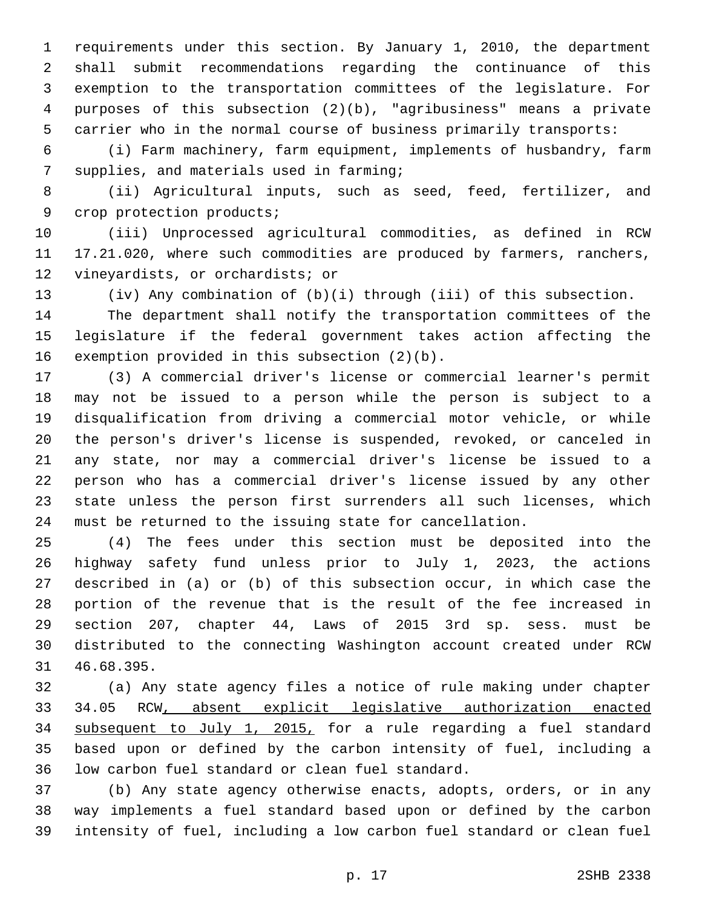requirements under this section. By January 1, 2010, the department shall submit recommendations regarding the continuance of this exemption to the transportation committees of the legislature. For purposes of this subsection (2)(b), "agribusiness" means a private carrier who in the normal course of business primarily transports:

(i) Farm machinery, farm equipment, implements of husbandry, farm supplies, and materials used in farming;

(ii) Agricultural inputs, such as seed, feed, fertilizer, and crop protection products;

(iii) Unprocessed agricultural commodities, as defined in RCW 17.21.020, where such commodities are produced by farmers, ranchers, vineyardists, or orchardists; or

(iv) Any combination of (b)(i) through (iii) of this subsection.

The department shall notify the transportation committees of the legislature if the federal government takes action affecting the exemption provided in this subsection (2)(b).

(3) A commercial driver's license or commercial learner's permit may not be issued to a person while the person is subject to a disqualification from driving a commercial motor vehicle, or while the person's driver's license is suspended, revoked, or canceled in any state, nor may a commercial driver's license be issued to a person who has a commercial driver's license issued by any other state unless the person first surrenders all such licenses, which must be returned to the issuing state for cancellation.

(4) The fees under this section must be deposited into the highway safety fund unless prior to July 1, 2023, the actions described in (a) or (b) of this subsection occur, in which case the portion of the revenue that is the result of the fee increased in section 207, chapter 44, Laws of 2015 3rd sp. sess. must be distributed to the connecting Washington account created under RCW 46.68.395.

(a) Any state agency files a notice of rule making under chapter 34.05 RCW<u>, absent explicit legislative authorization enacted subsequent to July 1, 2015,</u> for a rule regarding a fuel standard based upon or defined by the carbon intensity of fuel, including a low carbon fuel standard or clean fuel standard.

(b) Any state agency otherwise enacts, adopts, orders, or in any way implements a fuel standard based upon or defined by the carbon intensity of fuel, including a low carbon fuel standard or clean fuel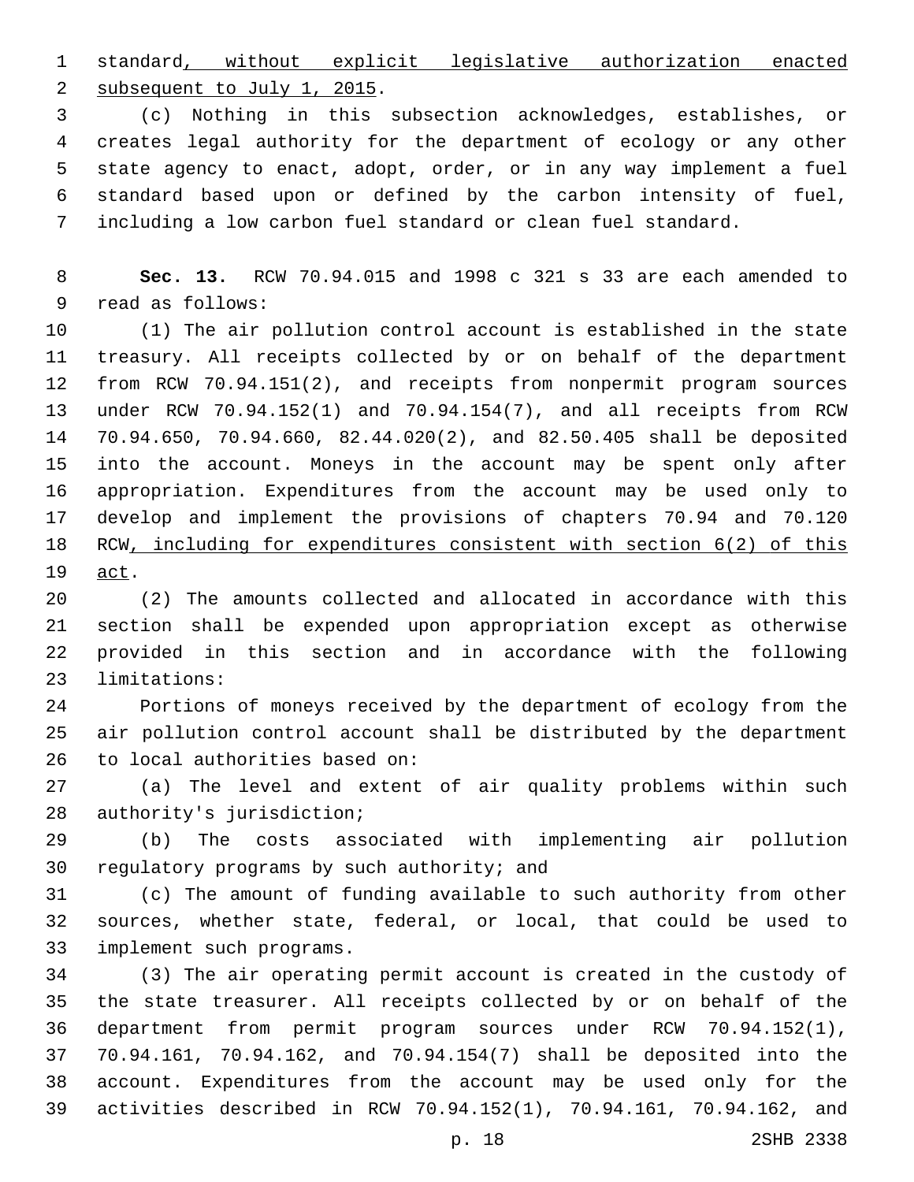standard, without explicit legislative authorization enacted subsequent to July 1, 2015.

(c) Nothing in this subsection acknowledges, establishes, or creates legal authority for the department of ecology or any other state agency to enact, adopt, order, or in any way implement a fuel standard based upon or defined by the carbon intensity of fuel, including a low carbon fuel standard or clean fuel standard.

**Sec. 13.** RCW 70.94.015 and 1998 c 321 s 33 are each amended to read as follows:

(1) The air pollution control account is established in the state treasury. All receipts collected by or on behalf of the department from RCW 70.94.151(2), and receipts from nonpermit program sources under RCW 70.94.152(1) and 70.94.154(7), and all receipts from RCW 70.94.650, 70.94.660, 82.44.020(2), and 82.50.405 shall be deposited into the account. Moneys in the account may be spent only after appropriation. Expenditures from the account may be used only to develop and implement the provisions of chapters 70.94 and 70.120 RCW, including for expenditures consistent with section 6(2) of this act.

(2) The amounts collected and allocated in accordance with this section shall be expended upon appropriation except as otherwise provided in this section and in accordance with the following limitations:

Portions of moneys received by the department of ecology from the air pollution control account shall be distributed by the department to local authorities based on:

(a) The level and extent of air quality problems within such authority's jurisdiction;

(b) The costs associated with implementing air pollution regulatory programs by such authority; and

(c) The amount of funding available to such authority from other sources, whether state, federal, or local, that could be used to implement such programs.

(3) The air operating permit account is created in the custody of the state treasurer. All receipts collected by or on behalf of the department from permit program sources under RCW 70.94.152(1), 70.94.161, 70.94.162, and 70.94.154(7) shall be deposited into the account. Expenditures from the account may be used only for the activities described in RCW 70.94.152(1), 70.94.161, 70.94.162, and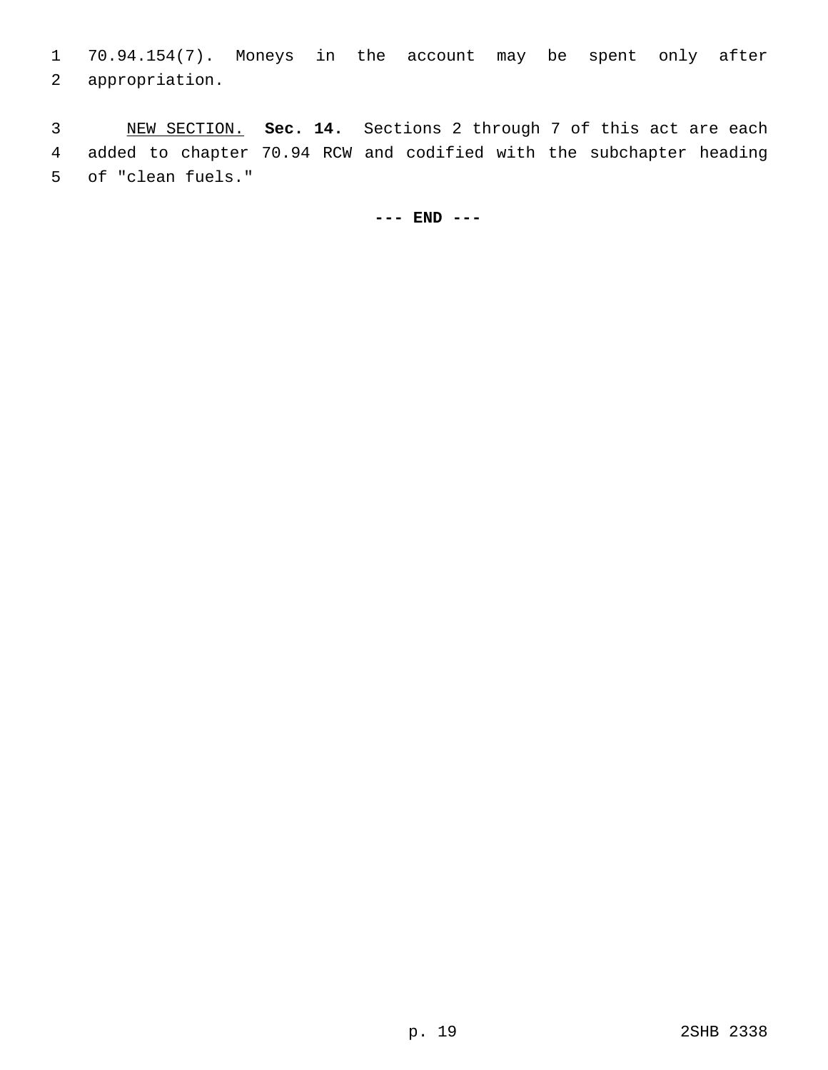70.94.154(7). Moneys in the account may be spent only after appropriation.

NEW SECTION. **Sec. 14.** Sections 2 through 7 of this act are each added to chapter 70.94 RCW and codified with the subchapter heading of "clean fuels."

**--- END ---**